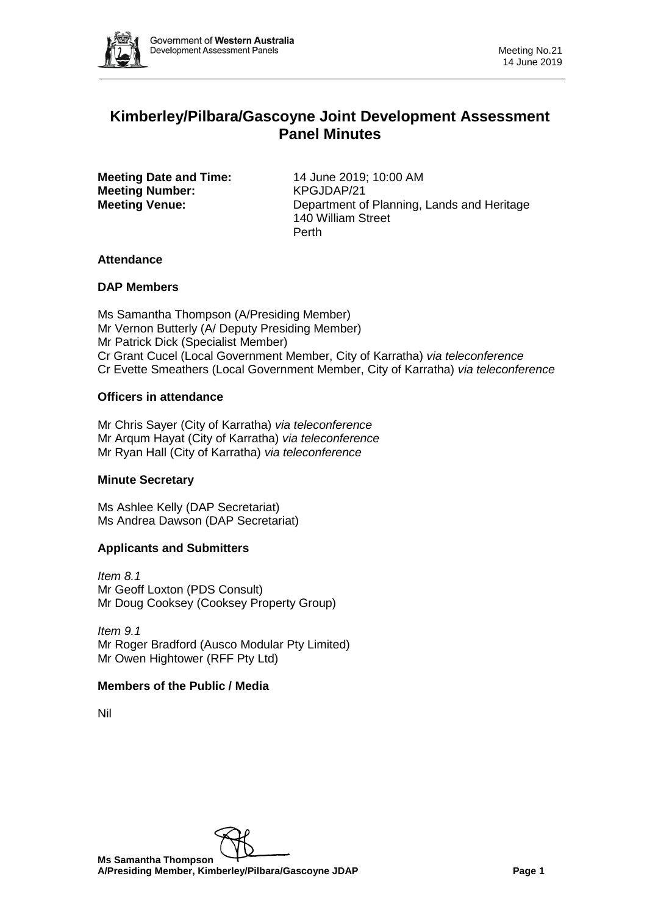# Kimberley/Pilbara/Gascoyne Joint Development Assessment Panel Minutes

**Meeting Date and Time:** 14 June 2019; 10:00 AM
**Meeting Number:** KPGJDAP/21
**Meeting Venue:** Department of Planning, Lands and Heritage
140 William Street
Perth

### Attendance

### DAP Members

Ms Samantha Thompson (A/Presiding Member)
Mr Vernon Butterly (A/ Deputy Presiding Member)
Mr Patrick Dick (Specialist Member)
Cr Grant Cucel (Local Government Member, City of Karratha) *via teleconference*
Cr Evette Smeathers (Local Government Member, City of Karratha) *via teleconference*

### Officers in attendance

Mr Chris Sayer (City of Karratha) *via teleconference*
Mr Arqum Hayat (City of Karratha) *via teleconference*
Mr Ryan Hall (City of Karratha) *via teleconference*

### Minute Secretary

Ms Ashlee Kelly (DAP Secretariat)
Ms Andrea Dawson (DAP Secretariat)

### Applicants and Submitters

*Item 8.1*
Mr Geoff Loxton (PDS Consult)
Mr Doug Cooksey (Cooksey Property Group)

*Item 9.1*
Mr Roger Bradford (Ausco Modular Pty Limited)
Mr Owen Hightower (RFF Pty Ltd)

### Members of the Public / Media

Nil

**Ms Samantha Thompson**
**A/Presiding Member, Kimberley/Pilbara/Gascoyne JDAP**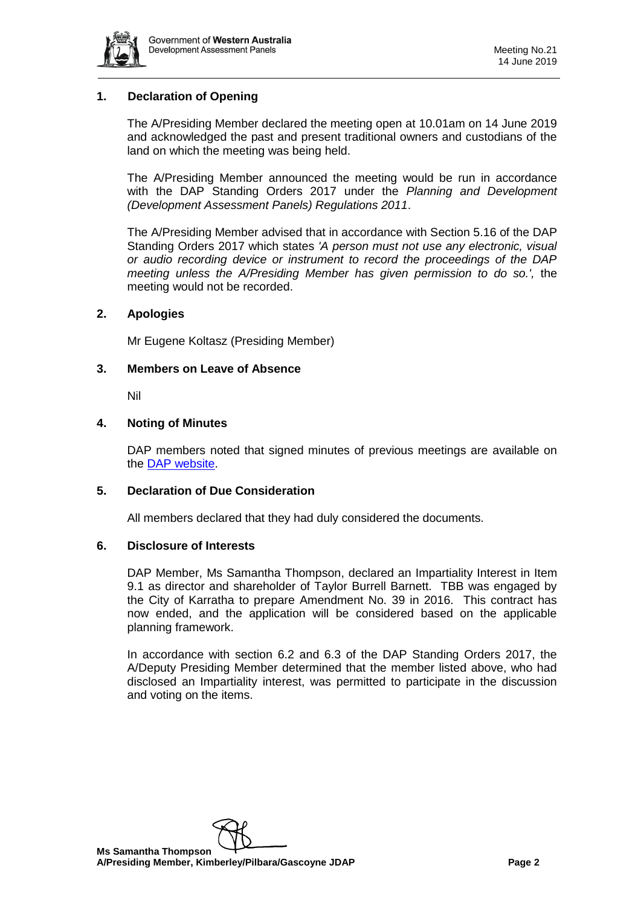## 1. Declaration of Opening

The A/Presiding Member declared the meeting open at 10.01am on 14 June 2019 and acknowledged the past and present traditional owners and custodians of the land on which the meeting was being held.

The A/Presiding Member announced the meeting would be run in accordance with the DAP Standing Orders 2017 under the *Planning and Development (Development Assessment Panels) Regulations 2011*.

The A/Presiding Member advised that in accordance with Section 5.16 of the DAP Standing Orders 2017 which states *'A person must not use any electronic, visual or audio recording device or instrument to record the proceedings of the DAP meeting unless the A/Presiding Member has given permission to do so.',* the meeting would not be recorded.

## 2. Apologies

Mr Eugene Koltasz (Presiding Member)

## 3. Members on Leave of Absence

Nil

## 4. Noting of Minutes

DAP members noted that signed minutes of previous meetings are available on the DAP website.

## 5. Declaration of Due Consideration

All members declared that they had duly considered the documents.

## 6. Disclosure of Interests

DAP Member, Ms Samantha Thompson, declared an Impartiality Interest in Item 9.1 as director and shareholder of Taylor Burrell Barnett. TBB was engaged by the City of Karratha to prepare Amendment No. 39 in 2016. This contract has now ended, and the application will be considered based on the applicable planning framework.

In accordance with section 6.2 and 6.3 of the DAP Standing Orders 2017, the A/Deputy Presiding Member determined that the member listed above, who had disclosed an Impartiality interest, was permitted to participate in the discussion and voting on the items.

**Ms Samantha Thompson**
**A/Presiding Member, Kimberley/Pilbara/Gascoyne JDAP**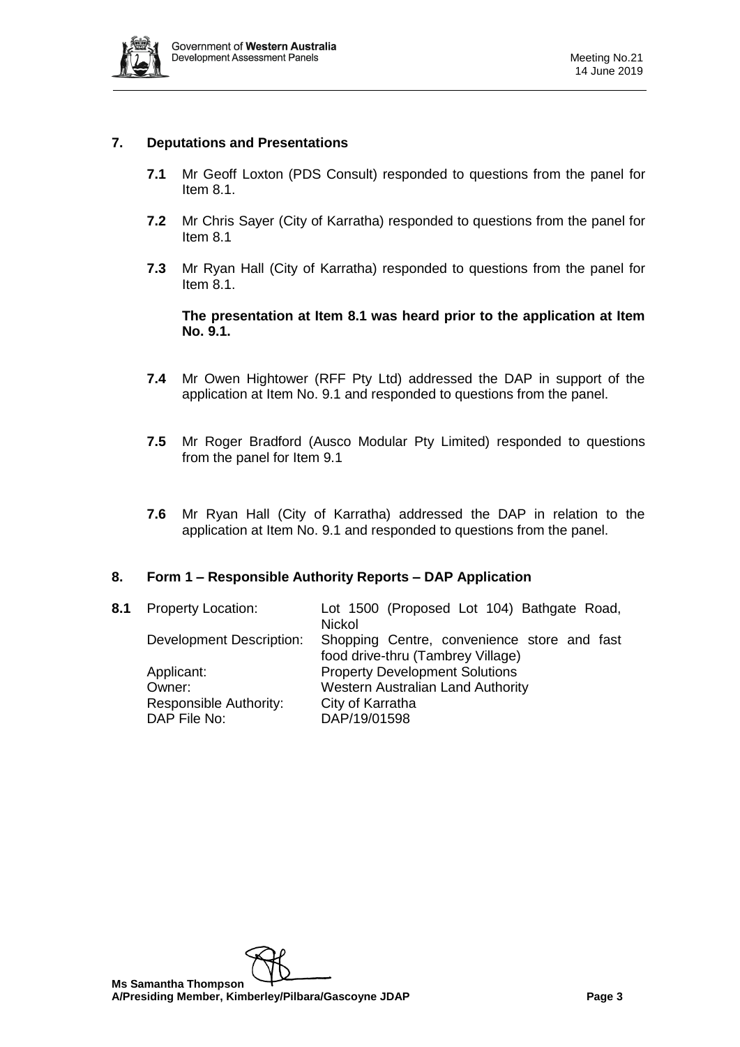## 7. Deputations and Presentations

**7.1** Mr Geoff Loxton (PDS Consult) responded to questions from the panel for Item 8.1.

**7.2** Mr Chris Sayer (City of Karratha) responded to questions from the panel for Item 8.1

**7.3** Mr Ryan Hall (City of Karratha) responded to questions from the panel for Item 8.1.

**The presentation at Item 8.1 was heard prior to the application at Item No. 9.1.**

**7.4** Mr Owen Hightower (RFF Pty Ltd) addressed the DAP in support of the application at Item No. 9.1 and responded to questions from the panel.

**7.5** Mr Roger Bradford (Ausco Modular Pty Limited) responded to questions from the panel for Item 9.1

**7.6** Mr Ryan Hall (City of Karratha) addressed the DAP in relation to the application at Item No. 9.1 and responded to questions from the panel.

## 8. Form 1 – Responsible Authority Reports – DAP Application

| | | |
|---|---|---|
| **8.1** | Property Location: | Lot 1500 (Proposed Lot 104) Bathgate Road, Nickol |
| | Development Description: | Shopping Centre, convenience store and fast food drive-thru (Tambrey Village) |
| | Applicant: | Property Development Solutions |
| | Owner: | Western Australian Land Authority |
| | Responsible Authority: | City of Karratha |
| | DAP File No: | DAP/19/01598 |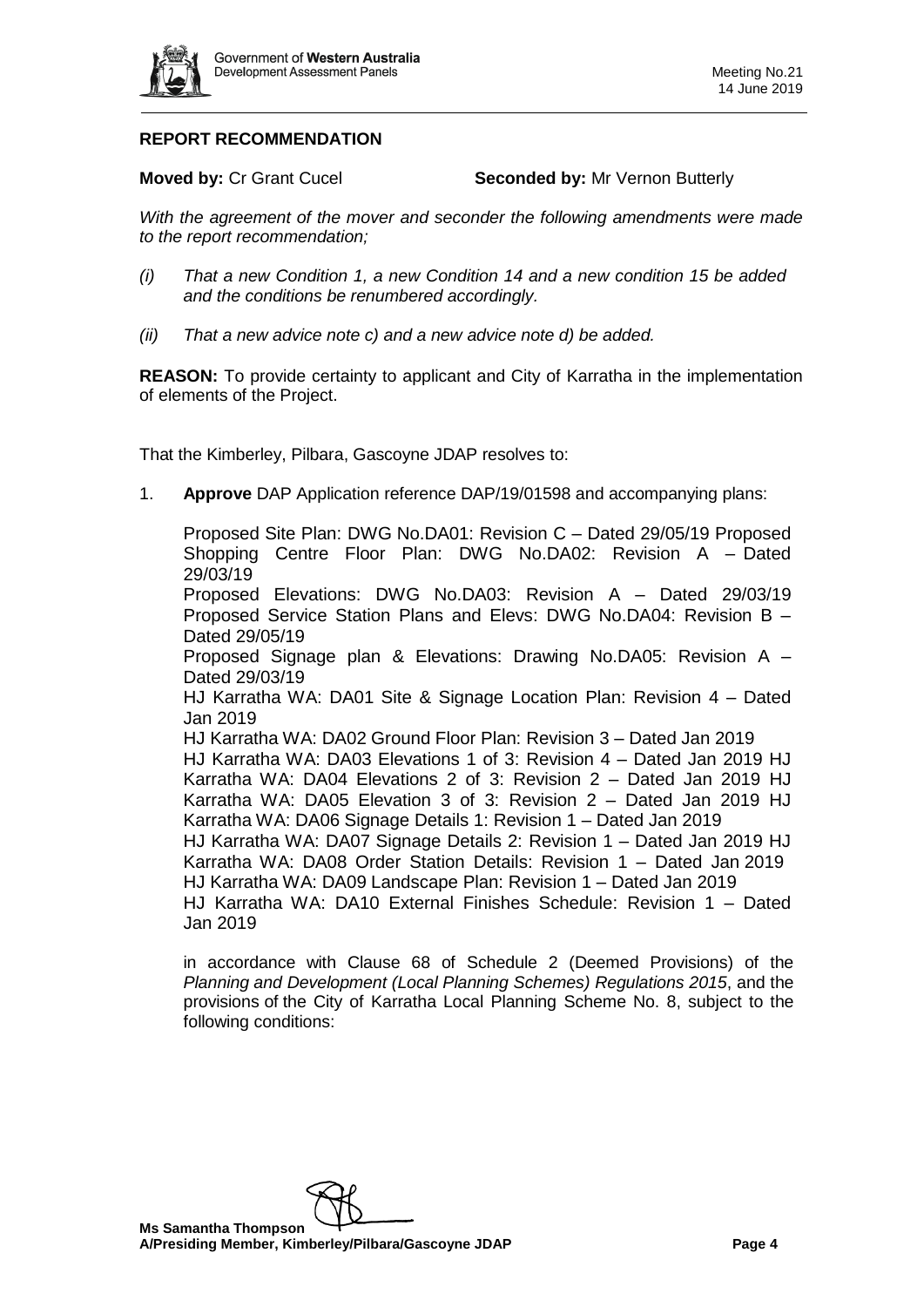## REPORT RECOMMENDATION

**Moved by:** Cr Grant Cucel **Seconded by:** Mr Vernon Butterly

*With the agreement of the mover and seconder the following amendments were made to the report recommendation;*

*(i) That a new Condition 1, a new Condition 14 and a new condition 15 be added and the conditions be renumbered accordingly.*

*(ii) That a new advice note c) and a new advice note d) be added.*

**REASON:** To provide certainty to applicant and City of Karratha in the implementation of elements of the Project.

That the Kimberley, Pilbara, Gascoyne JDAP resolves to:

1. **Approve** DAP Application reference DAP/19/01598 and accompanying plans:

   Proposed Site Plan: DWG No.DA01: Revision C – Dated 29/05/19 Proposed Shopping Centre Floor Plan: DWG No.DA02: Revision A – Dated 29/03/19
   Proposed Elevations: DWG No.DA03: Revision A – Dated 29/03/19 Proposed Service Station Plans and Elevs: DWG No.DA04: Revision B – Dated 29/05/19
   Proposed Signage plan & Elevations: Drawing No.DA05: Revision A – Dated 29/03/19
   HJ Karratha WA: DA01 Site & Signage Location Plan: Revision 4 – Dated Jan 2019
   HJ Karratha WA: DA02 Ground Floor Plan: Revision 3 – Dated Jan 2019
   HJ Karratha WA: DA03 Elevations 1 of 3: Revision 4 – Dated Jan 2019 HJ Karratha WA: DA04 Elevations 2 of 3: Revision 2 – Dated Jan 2019 HJ Karratha WA: DA05 Elevation 3 of 3: Revision 2 – Dated Jan 2019 HJ Karratha WA: DA06 Signage Details 1: Revision 1 – Dated Jan 2019
   HJ Karratha WA: DA07 Signage Details 2: Revision 1 – Dated Jan 2019 HJ Karratha WA: DA08 Order Station Details: Revision 1 – Dated Jan 2019
   HJ Karratha WA: DA09 Landscape Plan: Revision 1 – Dated Jan 2019
   HJ Karratha WA: DA10 External Finishes Schedule: Revision 1 – Dated Jan 2019

   in accordance with Clause 68 of Schedule 2 (Deemed Provisions) of the *Planning and Development (Local Planning Schemes) Regulations 2015*, and the provisions of the City of Karratha Local Planning Scheme No. 8, subject to the following conditions:

**Ms Samantha Thompson**
**A/Presiding Member, Kimberley/Pilbara/Gascoyne JDAP**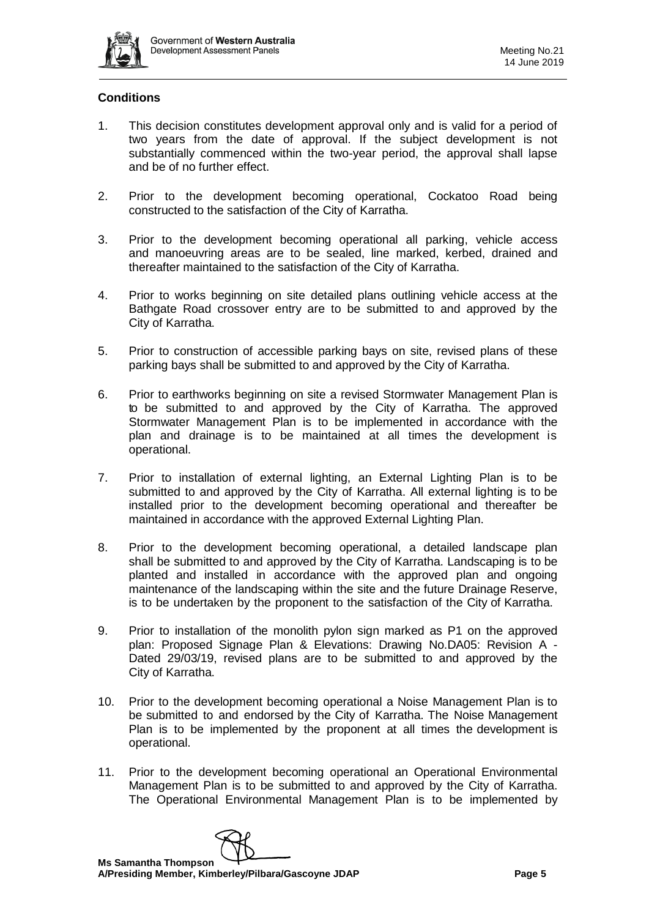### Conditions

1. This decision constitutes development approval only and is valid for a period of two years from the date of approval. If the subject development is not substantially commenced within the two-year period, the approval shall lapse and be of no further effect.

2. Prior to the development becoming operational, Cockatoo Road being constructed to the satisfaction of the City of Karratha.

3. Prior to the development becoming operational all parking, vehicle access and manoeuvring areas are to be sealed, line marked, kerbed, drained and thereafter maintained to the satisfaction of the City of Karratha.

4. Prior to works beginning on site detailed plans outlining vehicle access at the Bathgate Road crossover entry are to be submitted to and approved by the City of Karratha.

5. Prior to construction of accessible parking bays on site, revised plans of these parking bays shall be submitted to and approved by the City of Karratha.

6. Prior to earthworks beginning on site a revised Stormwater Management Plan is to be submitted to and approved by the City of Karratha. The approved Stormwater Management Plan is to be implemented in accordance with the plan and drainage is to be maintained at all times the development is operational.

7. Prior to installation of external lighting, an External Lighting Plan is to be submitted to and approved by the City of Karratha. All external lighting is to be installed prior to the development becoming operational and thereafter be maintained in accordance with the approved External Lighting Plan.

8. Prior to the development becoming operational, a detailed landscape plan shall be submitted to and approved by the City of Karratha. Landscaping is to be planted and installed in accordance with the approved plan and ongoing maintenance of the landscaping within the site and the future Drainage Reserve, is to be undertaken by the proponent to the satisfaction of the City of Karratha.

9. Prior to installation of the monolith pylon sign marked as P1 on the approved plan: Proposed Signage Plan & Elevations: Drawing No.DA05: Revision A - Dated 29/03/19, revised plans are to be submitted to and approved by the City of Karratha.

10. Prior to the development becoming operational a Noise Management Plan is to be submitted to and endorsed by the City of Karratha. The Noise Management Plan is to be implemented by the proponent at all times the development is operational.

11. Prior to the development becoming operational an Operational Environmental Management Plan is to be submitted to and approved by the City of Karratha. The Operational Environmental Management Plan is to be implemented by

**Ms Samantha Thompson**
**A/Presiding Member, Kimberley/Pilbara/Gascoyne JDAP**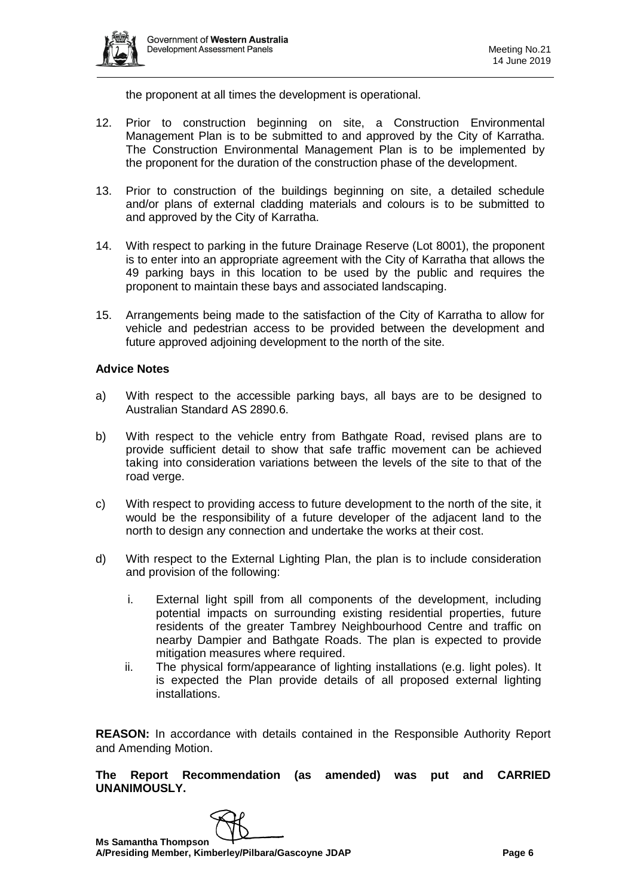the proponent at all times the development is operational.

12. Prior to construction beginning on site, a Construction Environmental Management Plan is to be submitted to and approved by the City of Karratha. The Construction Environmental Management Plan is to be implemented by the proponent for the duration of the construction phase of the development.

13. Prior to construction of the buildings beginning on site, a detailed schedule and/or plans of external cladding materials and colours is to be submitted to and approved by the City of Karratha.

14. With respect to parking in the future Drainage Reserve (Lot 8001), the proponent is to enter into an appropriate agreement with the City of Karratha that allows the 49 parking bays in this location to be used by the public and requires the proponent to maintain these bays and associated landscaping.

15. Arrangements being made to the satisfaction of the City of Karratha to allow for vehicle and pedestrian access to be provided between the development and future approved adjoining development to the north of the site.

**Advice Notes**

a) With respect to the accessible parking bays, all bays are to be designed to Australian Standard AS 2890.6.

b) With respect to the vehicle entry from Bathgate Road, revised plans are to provide sufficient detail to show that safe traffic movement can be achieved taking into consideration variations between the levels of the site to that of the road verge.

c) With respect to providing access to future development to the north of the site, it would be the responsibility of a future developer of the adjacent land to the north to design any connection and undertake the works at their cost.

d) With respect to the External Lighting Plan, the plan is to include consideration and provision of the following:

   i. External light spill from all components of the development, including potential impacts on surrounding existing residential properties, future residents of the greater Tambrey Neighbourhood Centre and traffic on nearby Dampier and Bathgate Roads. The plan is expected to provide mitigation measures where required.
   
   ii. The physical form/appearance of lighting installations (e.g. light poles). It is expected the Plan provide details of all proposed external lighting installations.

**REASON:** In accordance with details contained in the Responsible Authority Report and Amending Motion.

**The Report Recommendation (as amended) was put and CARRIED UNANIMOUSLY.**

**Ms Samantha Thompson**
**A/Presiding Member, Kimberley/Pilbara/Gascoyne JDAP**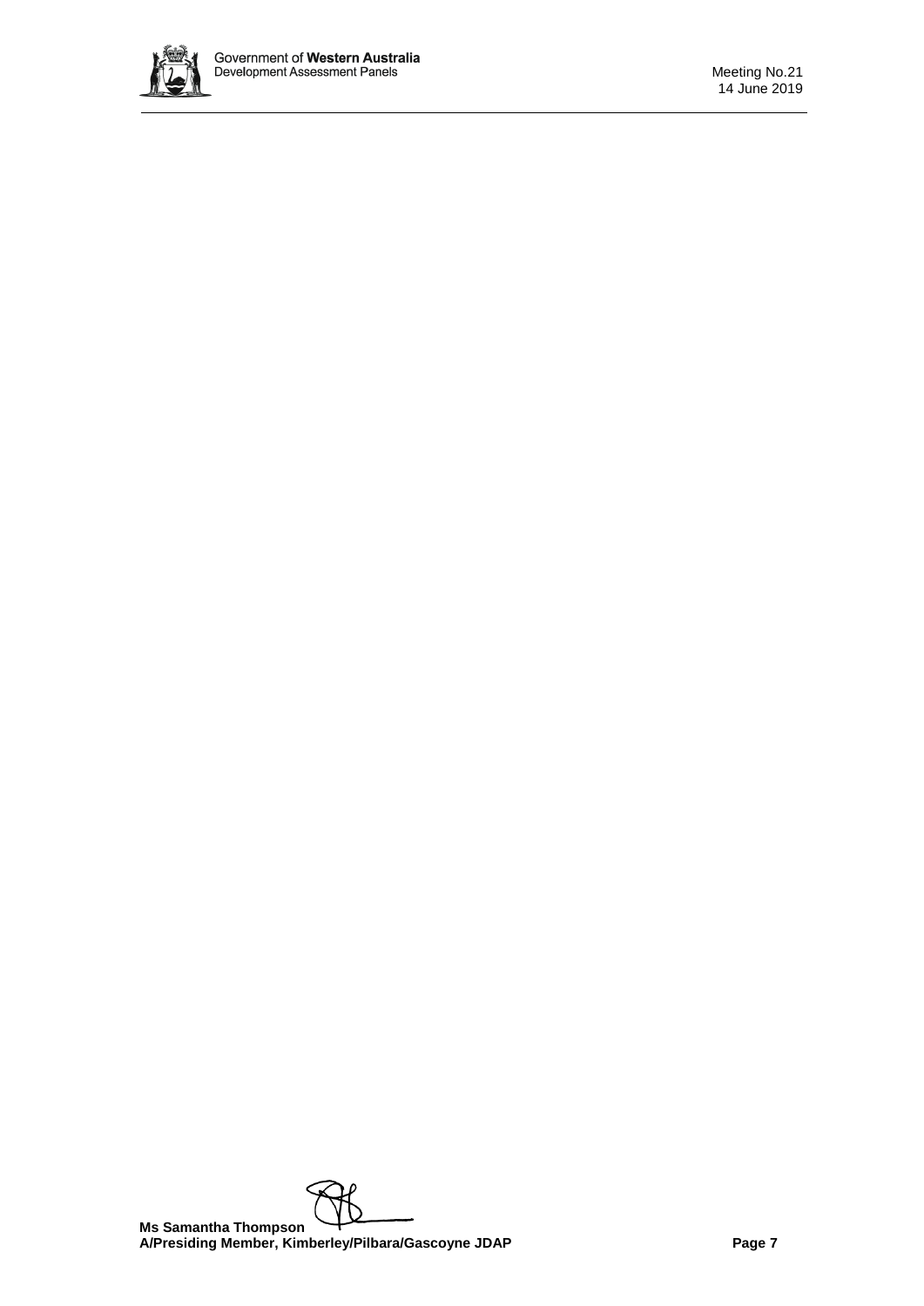**Ms Samantha Thompson**
**A/Presiding Member, Kimberley/Pilbara/Gascoyne JDAP**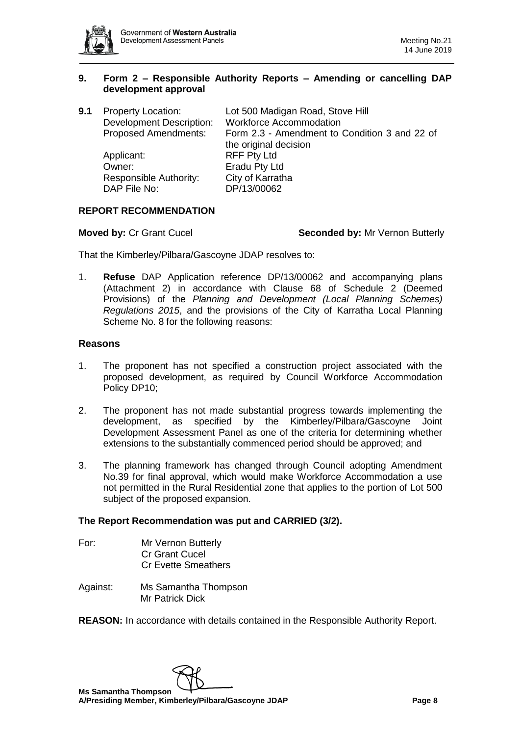## 9. Form 2 – Responsible Authority Reports – Amending or cancelling DAP development approval

**9.1** Property Location: Lot 500 Madigan Road, Stove Hill
Development Description: Workforce Accommodation
Proposed Amendments: Form 2.3 - Amendment to Condition 3 and 22 of the original decision
Applicant: RFF Pty Ltd
Owner: Eradu Pty Ltd
Responsible Authority: City of Karratha
DAP File No: DP/13/00062

### REPORT RECOMMENDATION

**Moved by:** Cr Grant Cucel **Seconded by:** Mr Vernon Butterly

That the Kimberley/Pilbara/Gascoyne JDAP resolves to:

1. **Refuse** DAP Application reference DP/13/00062 and accompanying plans (Attachment 2) in accordance with Clause 68 of Schedule 2 (Deemed Provisions) of the *Planning and Development (Local Planning Schemes) Regulations 2015*, and the provisions of the City of Karratha Local Planning Scheme No. 8 for the following reasons:

### Reasons

1. The proponent has not specified a construction project associated with the proposed development, as required by Council Workforce Accommodation Policy DP10;

2. The proponent has not made substantial progress towards implementing the development, as specified by the Kimberley/Pilbara/Gascoyne Joint Development Assessment Panel as one of the criteria for determining whether extensions to the substantially commenced period should be approved; and

3. The planning framework has changed through Council adopting Amendment No.39 for final approval, which would make Workforce Accommodation a use not permitted in the Rural Residential zone that applies to the portion of Lot 500 subject of the proposed expansion.

**The Report Recommendation was put and CARRIED (3/2).**

For: Mr Vernon Butterly
Cr Grant Cucel
Cr Evette Smeathers

Against: Ms Samantha Thompson
Mr Patrick Dick

**REASON:** In accordance with details contained in the Responsible Authority Report.

**Ms Samantha Thompson**
**A/Presiding Member, Kimberley/Pilbara/Gascoyne JDAP**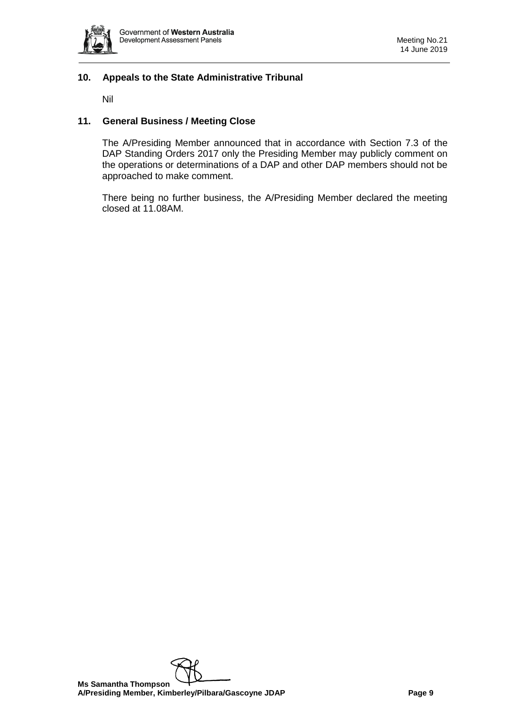## 10. Appeals to the State Administrative Tribunal

Nil

## 11. General Business / Meeting Close

The A/Presiding Member announced that in accordance with Section 7.3 of the DAP Standing Orders 2017 only the Presiding Member may publicly comment on the operations or determinations of a DAP and other DAP members should not be approached to make comment.

There being no further business, the A/Presiding Member declared the meeting closed at 11.08AM.

**Ms Samantha Thompson**
**A/Presiding Member, Kimberley/Pilbara/Gascoyne JDAP**